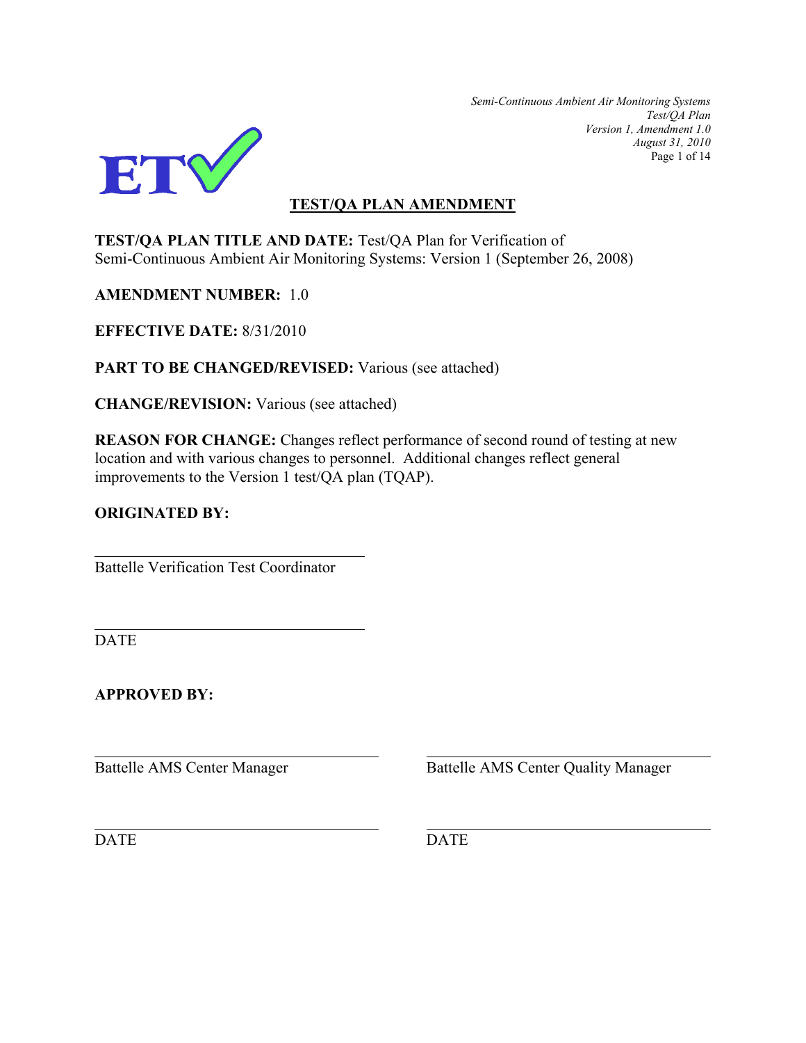## TEST/QA PLAN AMENDMENT

**TEST/QA PLAN TITLE AND DATE:** Test/QA Plan for Verification of Semi-Continuous Ambient Air Monitoring Systems: Version 1 (September 26, 2008)

**AMENDMENT NUMBER:** 1.0

**EFFECTIVE DATE:** 8/31/2010

**PART TO BE CHANGED/REVISED:** Various (see attached)

**CHANGE/REVISION:** Various (see attached)

**REASON FOR CHANGE:** Changes reflect performance of second round of testing at new location and with various changes to personnel. Additional changes reflect general improvements to the Version 1 test/QA plan (TQAP).

**ORIGINATED BY:**

______________________________
Battelle Verification Test Coordinator

______________________________
DATE

**APPROVED BY:**

______________________________
Battelle AMS Center Manager

______________________________
DATE

______________________________
Battelle AMS Center Quality Manager

______________________________
DATE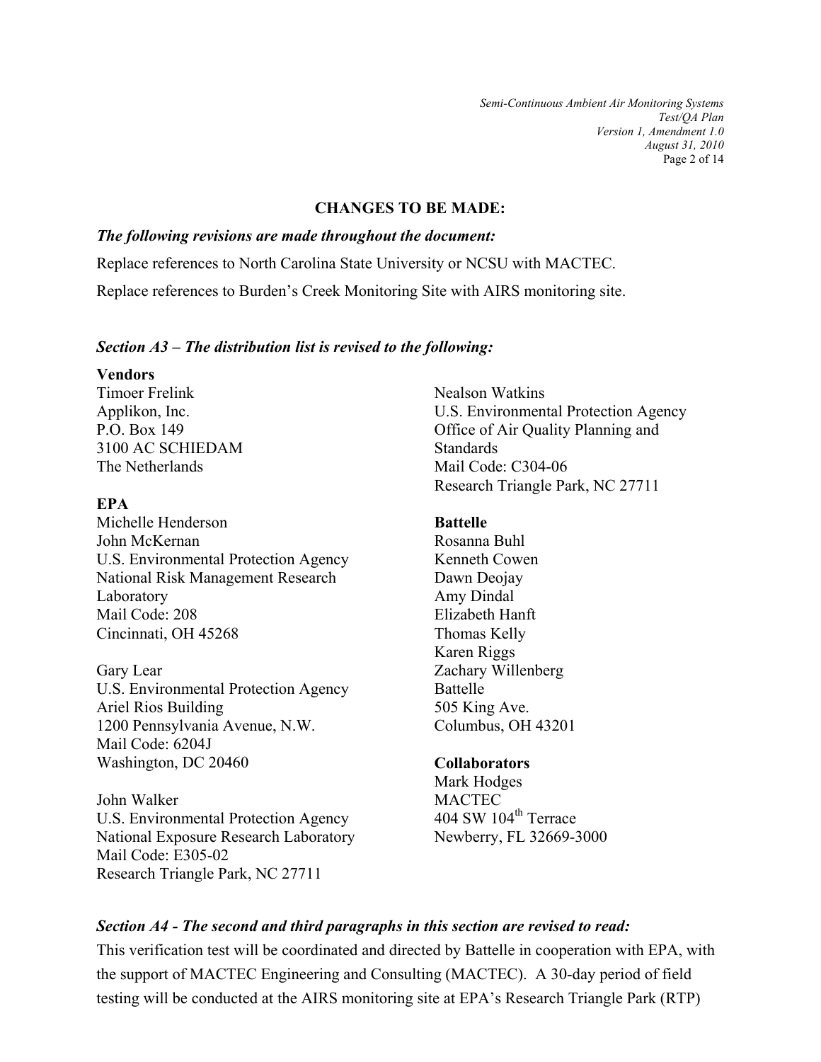**CHANGES TO BE MADE:**

***The following revisions are made throughout the document:***

Replace references to North Carolina State University or NCSU with MACTEC.

Replace references to Burden's Creek Monitoring Site with AIRS monitoring site.

***Section A3 – The distribution list is revised to the following:***

**Vendors**

Timoer Frelink
Applikon, Inc.
P.O. Box 149
3100 AC SCHIEDAM
The Netherlands

**EPA**

Michelle Henderson
John McKernan
U.S. Environmental Protection Agency
National Risk Management Research Laboratory
Mail Code: 208
Cincinnati, OH 45268

Gary Lear
U.S. Environmental Protection Agency
Ariel Rios Building
1200 Pennsylvania Avenue, N.W.
Mail Code: 6204J
Washington, DC 20460

John Walker
U.S. Environmental Protection Agency
National Exposure Research Laboratory
Mail Code: E305-02
Research Triangle Park, NC 27711

Nealson Watkins
U.S. Environmental Protection Agency
Office of Air Quality Planning and Standards
Mail Code: C304-06
Research Triangle Park, NC 27711

**Battelle**

Rosanna Buhl
Kenneth Cowen
Dawn Deojay
Amy Dindal
Elizabeth Hanft
Thomas Kelly
Karen Riggs
Zachary Willenberg
Battelle
505 King Ave.
Columbus, OH 43201

**Collaborators**

Mark Hodges
MACTEC
404 SW 104th Terrace
Newberry, FL 32669-3000

***Section A4 - The second and third paragraphs in this section are revised to read:***

This verification test will be coordinated and directed by Battelle in cooperation with EPA, with the support of MACTEC Engineering and Consulting (MACTEC). A 30-day period of field testing will be conducted at the AIRS monitoring site at EPA's Research Triangle Park (RTP)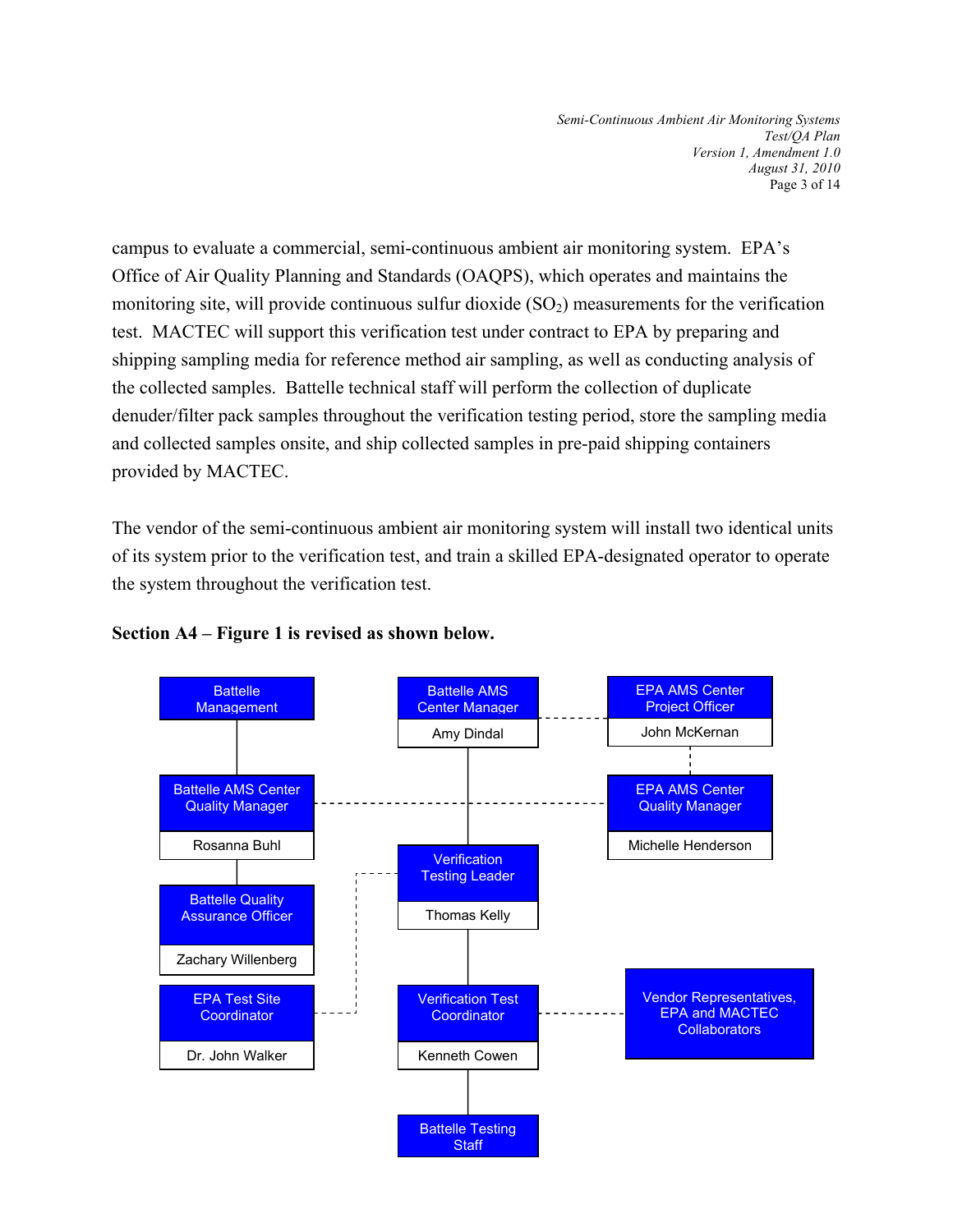campus to evaluate a commercial, semi-continuous ambient air monitoring system. EPA's Office of Air Quality Planning and Standards (OAQPS), which operates and maintains the monitoring site, will provide continuous sulfur dioxide ($SO_2$) measurements for the verification test. MACTEC will support this verification test under contract to EPA by preparing and shipping sampling media for reference method air sampling, as well as conducting analysis of the collected samples. Battelle technical staff will perform the collection of duplicate denuder/filter pack samples throughout the verification testing period, store the sampling media and collected samples onsite, and ship collected samples in pre-paid shipping containers provided by MACTEC.

The vendor of the semi-continuous ambient air monitoring system will install two identical units of its system prior to the verification test, and train a skilled EPA-designated operator to operate the system throughout the verification test.

**Section A4 – Figure 1 is revised as shown below.**

Battelle Management

Battelle AMS Center Manager
Amy Dindal

EPA AMS Center Project Officer
John McKernan

Battelle AMS Center Quality Manager
Rosanna Buhl

EPA AMS Center Quality Manager
Michelle Henderson

Verification Testing Leader
Thomas Kelly

Battelle Quality Assurance Officer
Zachary Willenberg

EPA Test Site Coordinator
Dr. John Walker

Verification Test Coordinator
Kenneth Cowen

Vendor Representatives, EPA and MACTEC Collaborators

Battelle Testing Staff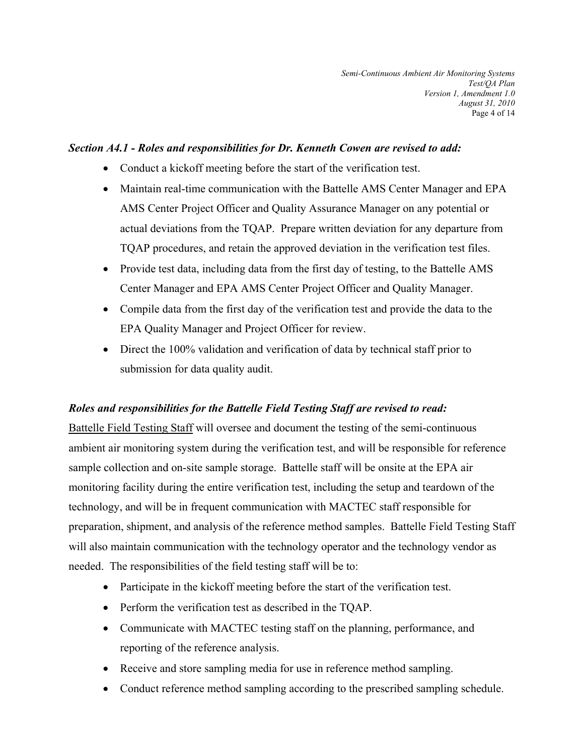***Section A4.1 - Roles and responsibilities for Dr. Kenneth Cowen are revised to add:***

- Conduct a kickoff meeting before the start of the verification test.
- Maintain real-time communication with the Battelle AMS Center Manager and EPA AMS Center Project Officer and Quality Assurance Manager on any potential or actual deviations from the TQAP. Prepare written deviation for any departure from TQAP procedures, and retain the approved deviation in the verification test files.
- Provide test data, including data from the first day of testing, to the Battelle AMS Center Manager and EPA AMS Center Project Officer and Quality Manager.
- Compile data from the first day of the verification test and provide the data to the EPA Quality Manager and Project Officer for review.
- Direct the 100% validation and verification of data by technical staff prior to submission for data quality audit.

***Roles and responsibilities for the Battelle Field Testing Staff are revised to read:***

<u>Battelle Field Testing Staff</u> will oversee and document the testing of the semi-continuous ambient air monitoring system during the verification test, and will be responsible for reference sample collection and on-site sample storage. Battelle staff will be onsite at the EPA air monitoring facility during the entire verification test, including the setup and teardown of the technology, and will be in frequent communication with MACTEC staff responsible for preparation, shipment, and analysis of the reference method samples. Battelle Field Testing Staff will also maintain communication with the technology operator and the technology vendor as needed. The responsibilities of the field testing staff will be to:

- Participate in the kickoff meeting before the start of the verification test.
- Perform the verification test as described in the TQAP.
- Communicate with MACTEC testing staff on the planning, performance, and reporting of the reference analysis.
- Receive and store sampling media for use in reference method sampling.
- Conduct reference method sampling according to the prescribed sampling schedule.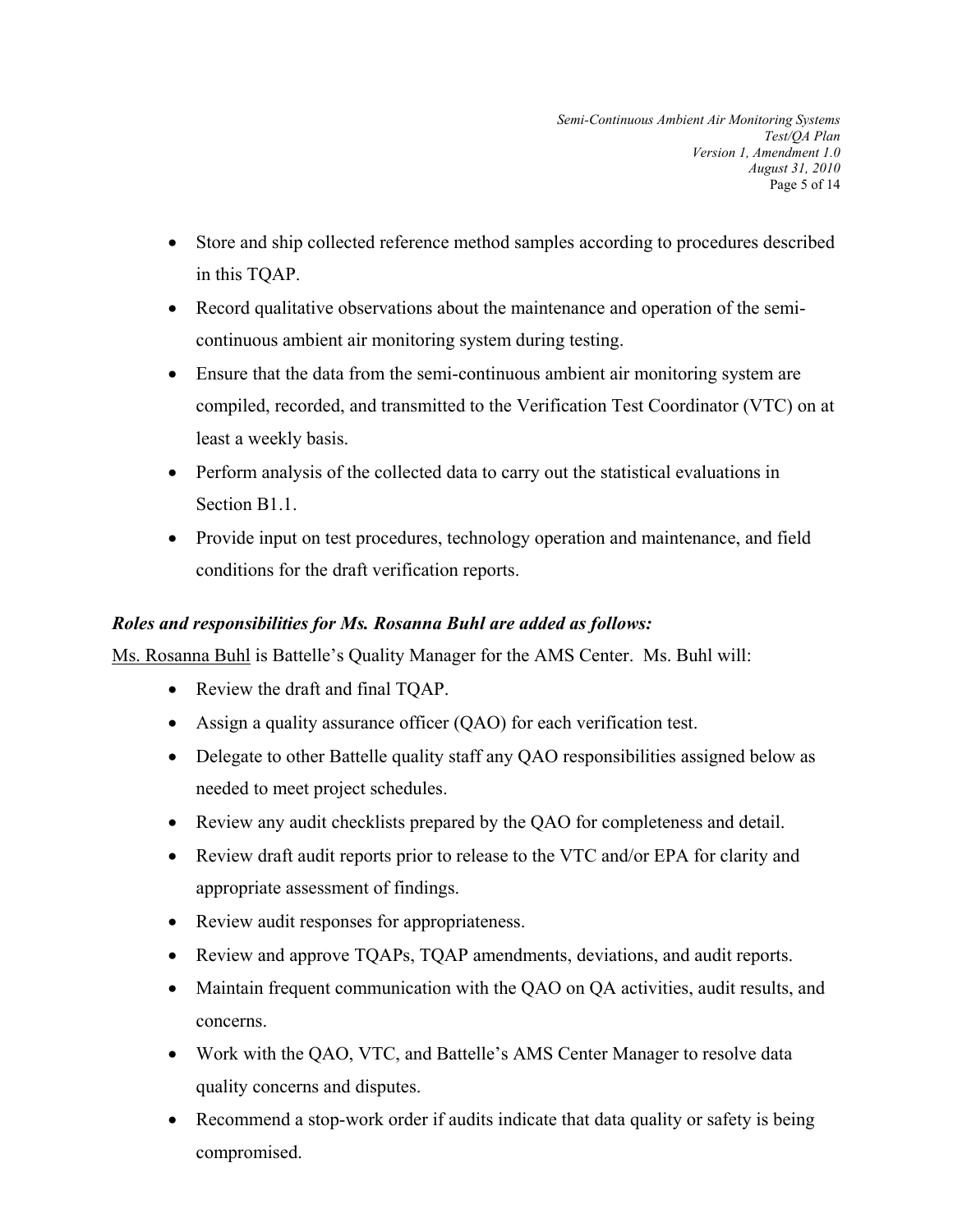- Store and ship collected reference method samples according to procedures described in this TQAP.
- Record qualitative observations about the maintenance and operation of the semi-continuous ambient air monitoring system during testing.
- Ensure that the data from the semi-continuous ambient air monitoring system are compiled, recorded, and transmitted to the Verification Test Coordinator (VTC) on at least a weekly basis.
- Perform analysis of the collected data to carry out the statistical evaluations in Section B1.1.
- Provide input on test procedures, technology operation and maintenance, and field conditions for the draft verification reports.

***Roles and responsibilities for Ms. Rosanna Buhl are added as follows:***

Ms. Rosanna Buhl is Battelle's Quality Manager for the AMS Center. Ms. Buhl will:

- Review the draft and final TQAP.
- Assign a quality assurance officer (QAO) for each verification test.
- Delegate to other Battelle quality staff any QAO responsibilities assigned below as needed to meet project schedules.
- Review any audit checklists prepared by the QAO for completeness and detail.
- Review draft audit reports prior to release to the VTC and/or EPA for clarity and appropriate assessment of findings.
- Review audit responses for appropriateness.
- Review and approve TQAPs, TQAP amendments, deviations, and audit reports.
- Maintain frequent communication with the QAO on QA activities, audit results, and concerns.
- Work with the QAO, VTC, and Battelle's AMS Center Manager to resolve data quality concerns and disputes.
- Recommend a stop-work order if audits indicate that data quality or safety is being compromised.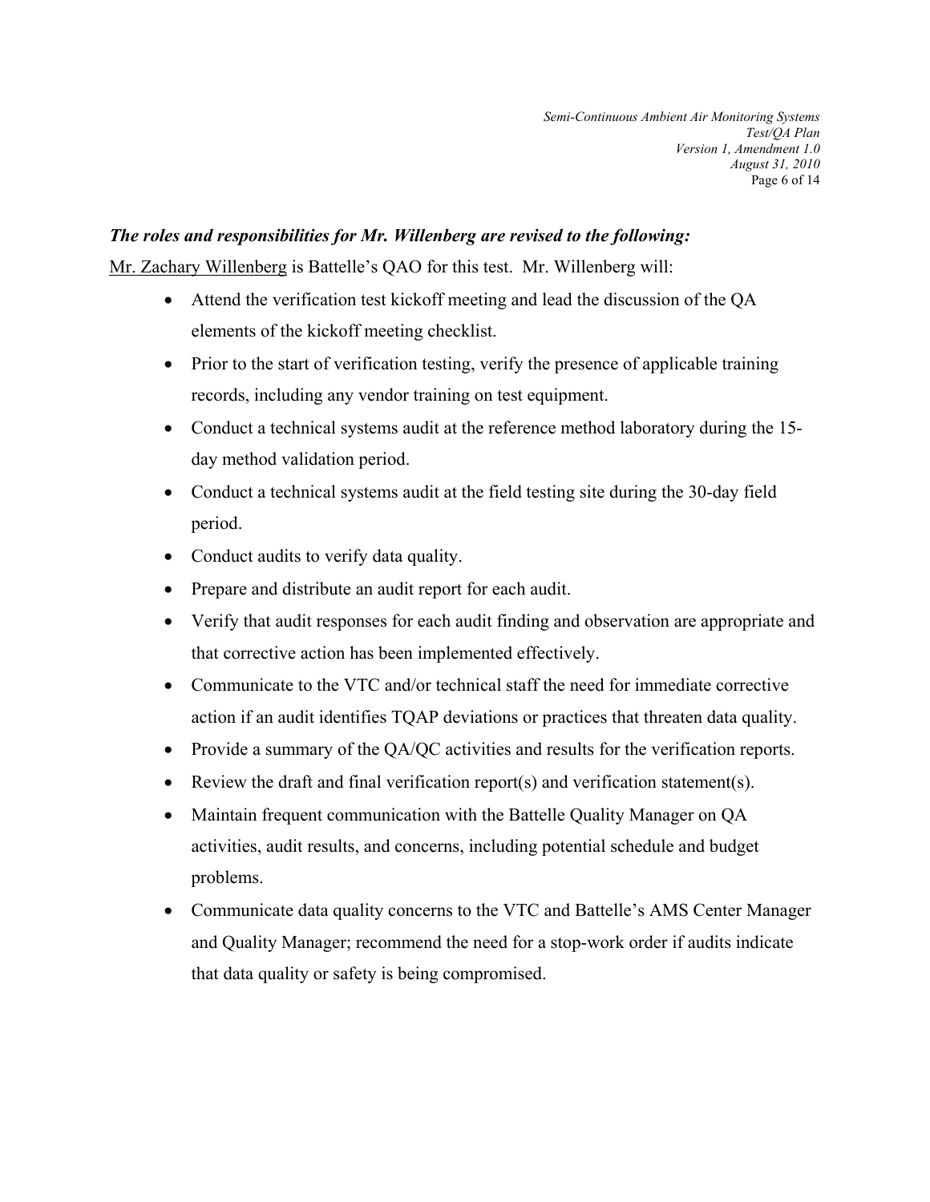***The roles and responsibilities for Mr. Willenberg are revised to the following:***

<u>Mr. Zachary Willenberg</u> is Battelle's QAO for this test. Mr. Willenberg will:

- Attend the verification test kickoff meeting and lead the discussion of the QA elements of the kickoff meeting checklist.
- Prior to the start of verification testing, verify the presence of applicable training records, including any vendor training on test equipment.
- Conduct a technical systems audit at the reference method laboratory during the 15-day method validation period.
- Conduct a technical systems audit at the field testing site during the 30-day field period.
- Conduct audits to verify data quality.
- Prepare and distribute an audit report for each audit.
- Verify that audit responses for each audit finding and observation are appropriate and that corrective action has been implemented effectively.
- Communicate to the VTC and/or technical staff the need for immediate corrective action if an audit identifies TQAP deviations or practices that threaten data quality.
- Provide a summary of the QA/QC activities and results for the verification reports.
- Review the draft and final verification report(s) and verification statement(s).
- Maintain frequent communication with the Battelle Quality Manager on QA activities, audit results, and concerns, including potential schedule and budget problems.
- Communicate data quality concerns to the VTC and Battelle's AMS Center Manager and Quality Manager; recommend the need for a stop-work order if audits indicate that data quality or safety is being compromised.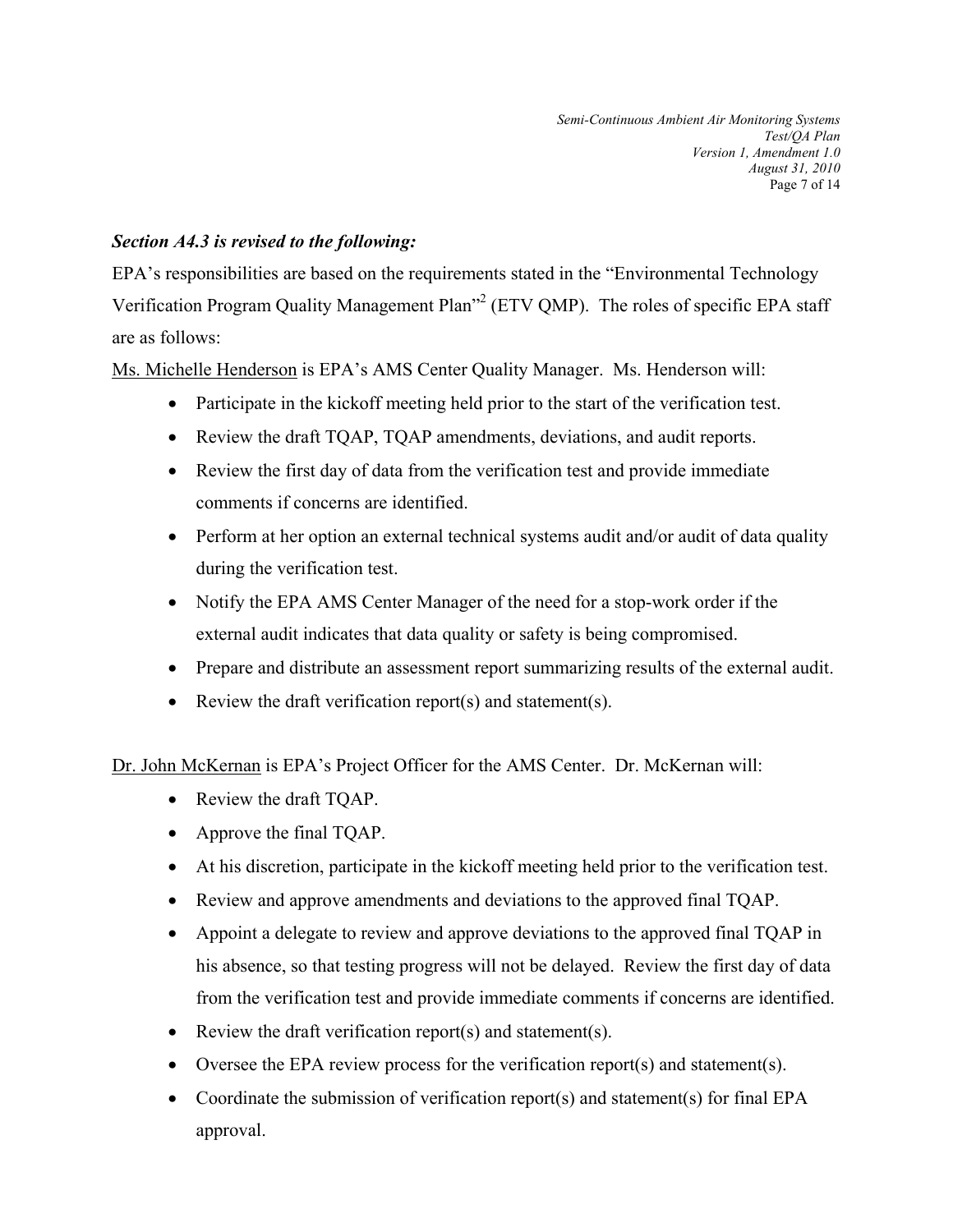***Section A4.3 is revised to the following:***

EPA's responsibilities are based on the requirements stated in the "Environmental Technology Verification Program Quality Management Plan"[2] (ETV QMP). The roles of specific EPA staff are as follows:

<u>Ms. Michelle Henderson</u> is EPA's AMS Center Quality Manager. Ms. Henderson will:

- Participate in the kickoff meeting held prior to the start of the verification test.
- Review the draft TQAP, TQAP amendments, deviations, and audit reports.
- Review the first day of data from the verification test and provide immediate comments if concerns are identified.
- Perform at her option an external technical systems audit and/or audit of data quality during the verification test.
- Notify the EPA AMS Center Manager of the need for a stop-work order if the external audit indicates that data quality or safety is being compromised.
- Prepare and distribute an assessment report summarizing results of the external audit.
- Review the draft verification report(s) and statement(s).

<u>Dr. John McKernan</u> is EPA's Project Officer for the AMS Center. Dr. McKernan will:

- Review the draft TQAP.
- Approve the final TQAP.
- At his discretion, participate in the kickoff meeting held prior to the verification test.
- Review and approve amendments and deviations to the approved final TQAP.
- Appoint a delegate to review and approve deviations to the approved final TQAP in his absence, so that testing progress will not be delayed. Review the first day of data from the verification test and provide immediate comments if concerns are identified.
- Review the draft verification report(s) and statement(s).
- Oversee the EPA review process for the verification report(s) and statement(s).
- Coordinate the submission of verification report(s) and statement(s) for final EPA approval.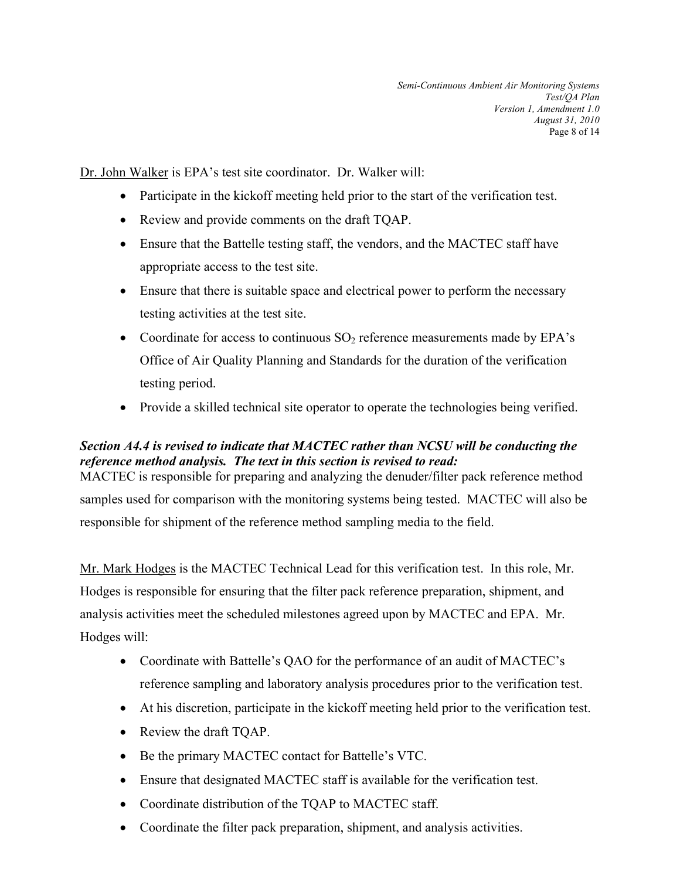<u>Dr. John Walker</u> is EPA's test site coordinator. Dr. Walker will:

- Participate in the kickoff meeting held prior to the start of the verification test.
- Review and provide comments on the draft TQAP.
- Ensure that the Battelle testing staff, the vendors, and the MACTEC staff have appropriate access to the test site.
- Ensure that there is suitable space and electrical power to perform the necessary testing activities at the test site.
- Coordinate for access to continuous $SO_2$ reference measurements made by EPA's Office of Air Quality Planning and Standards for the duration of the verification testing period.
- Provide a skilled technical site operator to operate the technologies being verified.

***Section A4.4 is revised to indicate that MACTEC rather than NCSU will be conducting the reference method analysis. The text in this section is revised to read:***

MACTEC is responsible for preparing and analyzing the denuder/filter pack reference method samples used for comparison with the monitoring systems being tested. MACTEC will also be responsible for shipment of the reference method sampling media to the field.

<u>Mr. Mark Hodges</u> is the MACTEC Technical Lead for this verification test. In this role, Mr. Hodges is responsible for ensuring that the filter pack reference preparation, shipment, and analysis activities meet the scheduled milestones agreed upon by MACTEC and EPA. Mr. Hodges will:

- Coordinate with Battelle's QAO for the performance of an audit of MACTEC's reference sampling and laboratory analysis procedures prior to the verification test.
- At his discretion, participate in the kickoff meeting held prior to the verification test.
- Review the draft TQAP.
- Be the primary MACTEC contact for Battelle's VTC.
- Ensure that designated MACTEC staff is available for the verification test.
- Coordinate distribution of the TQAP to MACTEC staff.
- Coordinate the filter pack preparation, shipment, and analysis activities.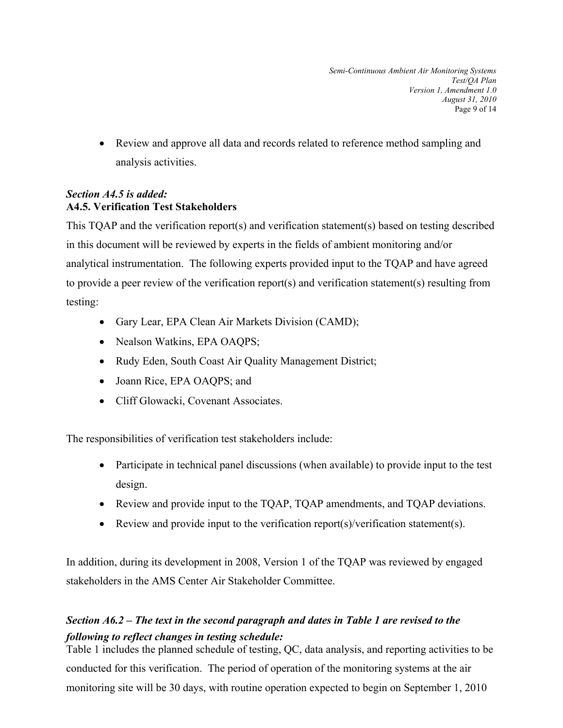- Review and approve all data and records related to reference method sampling and analysis activities.

***Section A4.5 is added:***

**A4.5. Verification Test Stakeholders**

This TQAP and the verification report(s) and verification statement(s) based on testing described in this document will be reviewed by experts in the fields of ambient monitoring and/or analytical instrumentation. The following experts provided input to the TQAP and have agreed to provide a peer review of the verification report(s) and verification statement(s) resulting from testing:

- Gary Lear, EPA Clean Air Markets Division (CAMD);
- Nealson Watkins, EPA OAQPS;
- Rudy Eden, South Coast Air Quality Management District;
- Joann Rice, EPA OAQPS; and
- Cliff Glowacki, Covenant Associates.

The responsibilities of verification test stakeholders include:

- Participate in technical panel discussions (when available) to provide input to the test design.
- Review and provide input to the TQAP, TQAP amendments, and TQAP deviations.
- Review and provide input to the verification report(s)/verification statement(s).

In addition, during its development in 2008, Version 1 of the TQAP was reviewed by engaged stakeholders in the AMS Center Air Stakeholder Committee.

***Section A6.2 – The text in the second paragraph and dates in Table 1 are revised to the following to reflect changes in testing schedule:***

Table 1 includes the planned schedule of testing, QC, data analysis, and reporting activities to be conducted for this verification. The period of operation of the monitoring systems at the air monitoring site will be 30 days, with routine operation expected to begin on September 1, 2010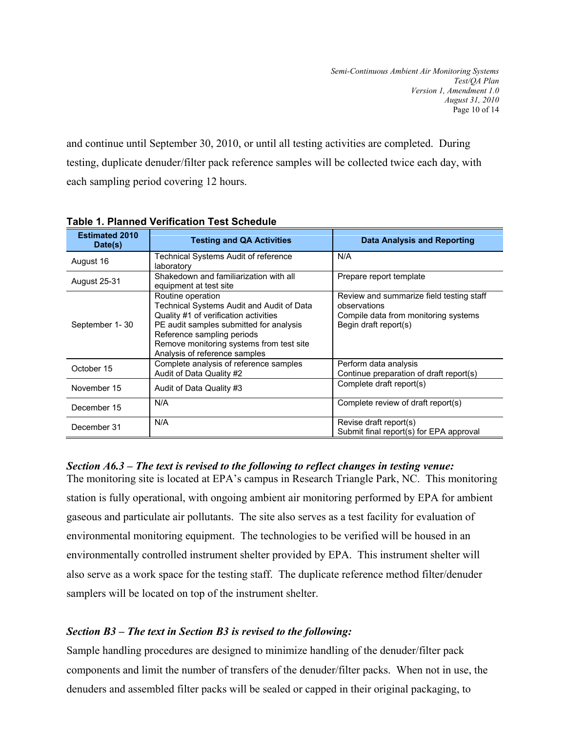and continue until September 30, 2010, or until all testing activities are completed. During testing, duplicate denuder/filter pack reference samples will be collected twice each day, with each sampling period covering 12 hours.

**Table 1. Planned Verification Test Schedule**

| Estimated 2010 Date(s) | Testing and QA Activities | Data Analysis and Reporting |
|---|---|---|
| August 16 | Technical Systems Audit of reference laboratory | N/A |
| August 25-31 | Shakedown and familiarization with all equipment at test site | Prepare report template |
| September 1- 30 | Routine operation<br>Technical Systems Audit and Audit of Data Quality #1 of verification activities<br>PE audit samples submitted for analysis<br>Reference sampling periods<br>Remove monitoring systems from test site<br>Analysis of reference samples | Review and summarize field testing staff observations<br>Compile data from monitoring systems<br>Begin draft report(s) |
| October 15 | Complete analysis of reference samples<br>Audit of Data Quality #2 | Perform data analysis<br>Continue preparation of draft report(s) |
| November 15 | Audit of Data Quality #3 | Complete draft report(s) |
| December 15 | N/A | Complete review of draft report(s) |
| December 31 | N/A | Revise draft report(s)<br>Submit final report(s) for EPA approval |

***Section A6.3 – The text is revised to the following to reflect changes in testing venue:***

The monitoring site is located at EPA's campus in Research Triangle Park, NC. This monitoring station is fully operational, with ongoing ambient air monitoring performed by EPA for ambient gaseous and particulate air pollutants. The site also serves as a test facility for evaluation of environmental monitoring equipment. The technologies to be verified will be housed in an environmentally controlled instrument shelter provided by EPA. This instrument shelter will also serve as a work space for the testing staff. The duplicate reference method filter/denuder samplers will be located on top of the instrument shelter.

***Section B3 – The text in Section B3 is revised to the following:***

Sample handling procedures are designed to minimize handling of the denuder/filter pack components and limit the number of transfers of the denuder/filter packs. When not in use, the denuders and assembled filter packs will be sealed or capped in their original packaging, to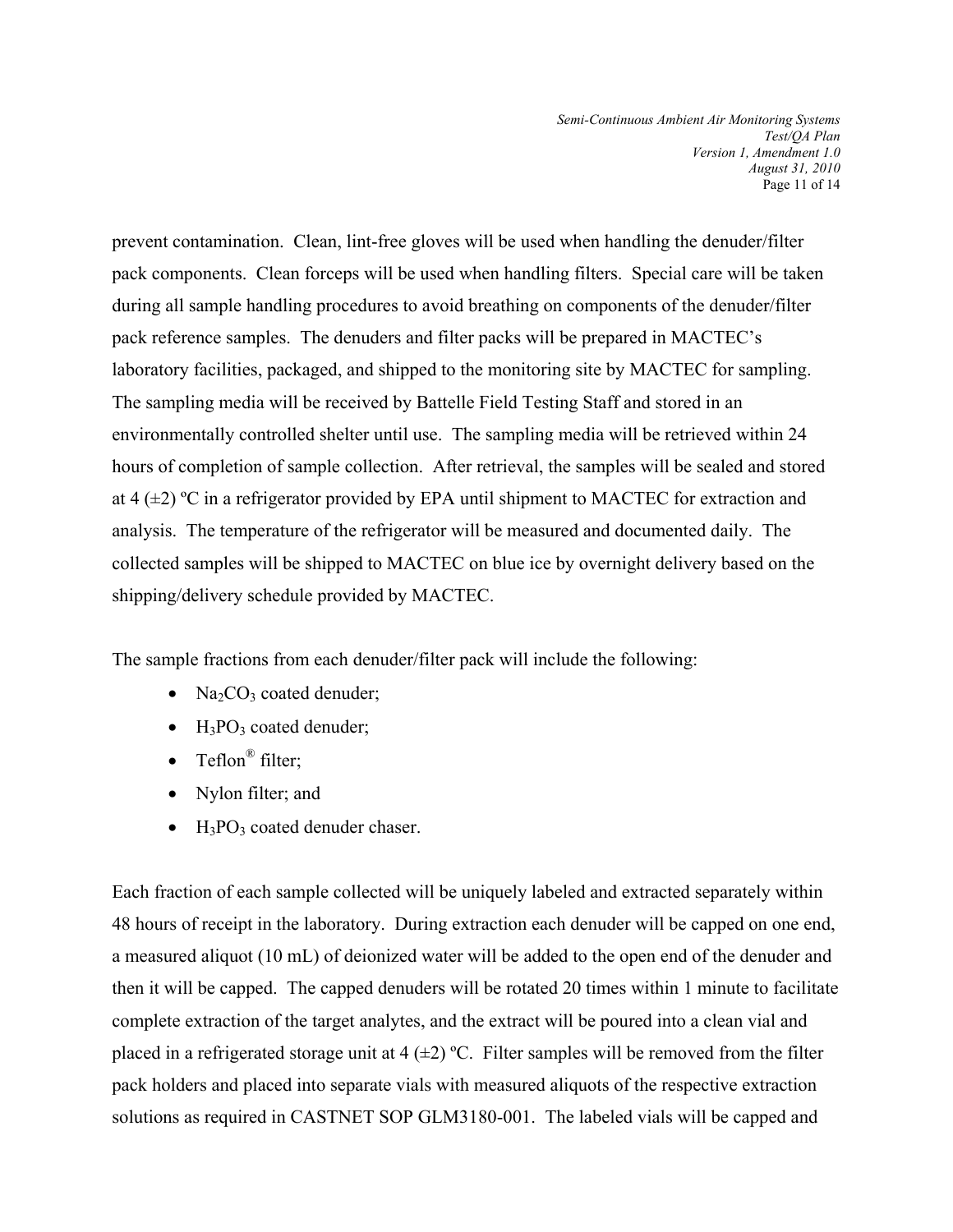prevent contamination. Clean, lint-free gloves will be used when handling the denuder/filter pack components. Clean forceps will be used when handling filters. Special care will be taken during all sample handling procedures to avoid breathing on components of the denuder/filter pack reference samples. The denuders and filter packs will be prepared in MACTEC's laboratory facilities, packaged, and shipped to the monitoring site by MACTEC for sampling. The sampling media will be received by Battelle Field Testing Staff and stored in an environmentally controlled shelter until use. The sampling media will be retrieved within 24 hours of completion of sample collection. After retrieval, the samples will be sealed and stored at 4 (±2) ºC in a refrigerator provided by EPA until shipment to MACTEC for extraction and analysis. The temperature of the refrigerator will be measured and documented daily. The collected samples will be shipped to MACTEC on blue ice by overnight delivery based on the shipping/delivery schedule provided by MACTEC.

The sample fractions from each denuder/filter pack will include the following:

- $Na_2CO_3$ coated denuder;
- $H_3PO_3$ coated denuder;
- Teflon® filter;
- Nylon filter; and
- $H_3PO_3$ coated denuder chaser.

Each fraction of each sample collected will be uniquely labeled and extracted separately within 48 hours of receipt in the laboratory. During extraction each denuder will be capped on one end, a measured aliquot (10 mL) of deionized water will be added to the open end of the denuder and then it will be capped. The capped denuders will be rotated 20 times within 1 minute to facilitate complete extraction of the target analytes, and the extract will be poured into a clean vial and placed in a refrigerated storage unit at 4 (±2) ºC. Filter samples will be removed from the filter pack holders and placed into separate vials with measured aliquots of the respective extraction solutions as required in CASTNET SOP GLM3180-001. The labeled vials will be capped and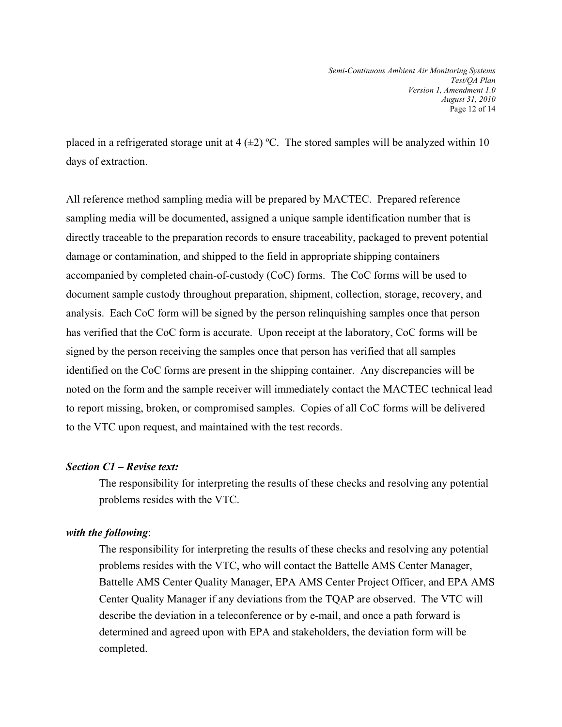placed in a refrigerated storage unit at 4 (±2) ºC. The stored samples will be analyzed within 10 days of extraction.

All reference method sampling media will be prepared by MACTEC. Prepared reference sampling media will be documented, assigned a unique sample identification number that is directly traceable to the preparation records to ensure traceability, packaged to prevent potential damage or contamination, and shipped to the field in appropriate shipping containers accompanied by completed chain-of-custody (CoC) forms. The CoC forms will be used to document sample custody throughout preparation, shipment, collection, storage, recovery, and analysis. Each CoC form will be signed by the person relinquishing samples once that person has verified that the CoC form is accurate. Upon receipt at the laboratory, CoC forms will be signed by the person receiving the samples once that person has verified that all samples identified on the CoC forms are present in the shipping container. Any discrepancies will be noted on the form and the sample receiver will immediately contact the MACTEC technical lead to report missing, broken, or compromised samples. Copies of all CoC forms will be delivered to the VTC upon request, and maintained with the test records.

***Section C1 – Revise text:***

> The responsibility for interpreting the results of these checks and resolving any potential problems resides with the VTC.

***with the following***:

> The responsibility for interpreting the results of these checks and resolving any potential problems resides with the VTC, who will contact the Battelle AMS Center Manager, Battelle AMS Center Quality Manager, EPA AMS Center Project Officer, and EPA AMS Center Quality Manager if any deviations from the TQAP are observed. The VTC will describe the deviation in a teleconference or by e-mail, and once a path forward is determined and agreed upon with EPA and stakeholders, the deviation form will be completed.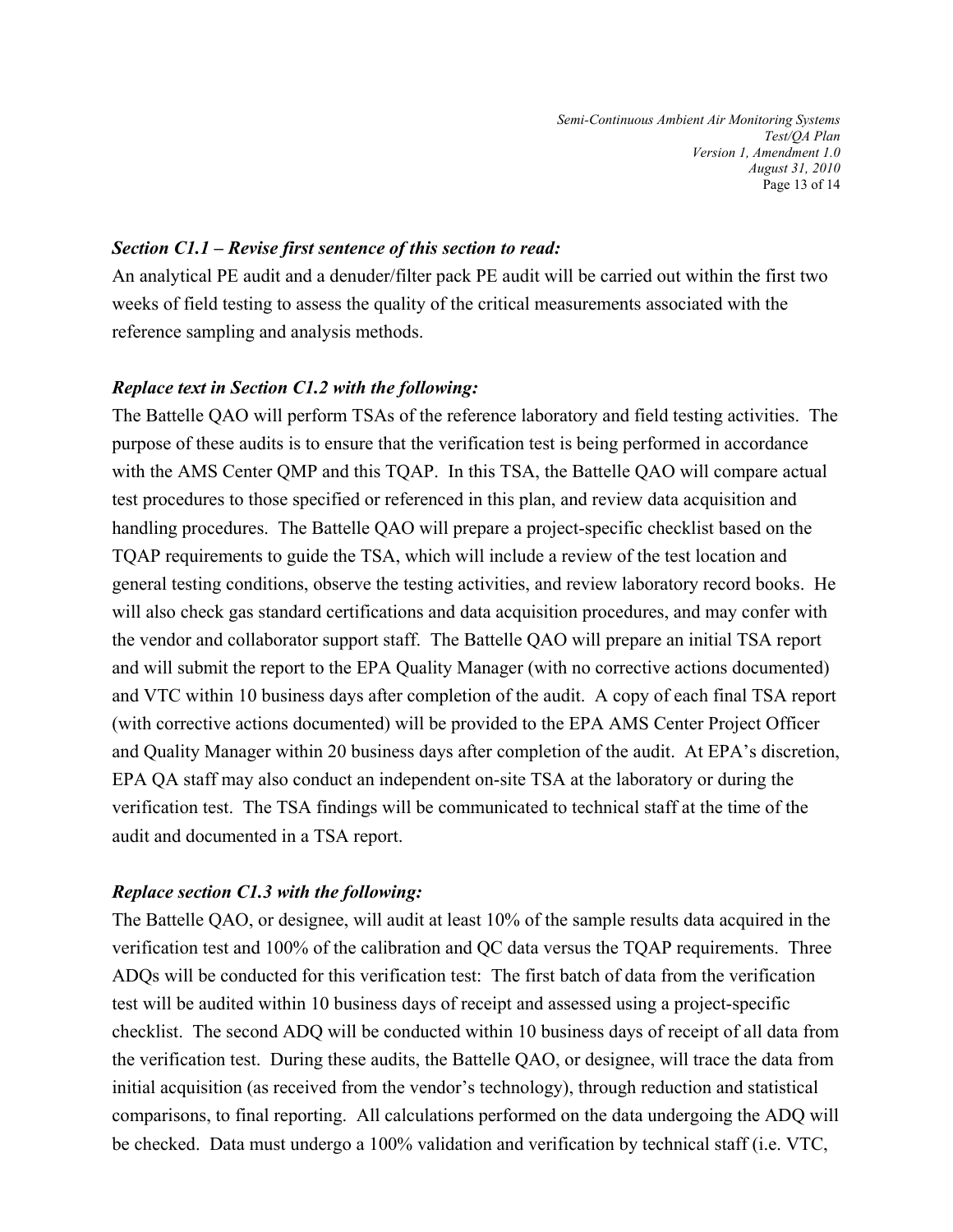***Section C1.1 – Revise first sentence of this section to read:***

An analytical PE audit and a denuder/filter pack PE audit will be carried out within the first two weeks of field testing to assess the quality of the critical measurements associated with the reference sampling and analysis methods.

***Replace text in Section C1.2 with the following:***

The Battelle QAO will perform TSAs of the reference laboratory and field testing activities. The purpose of these audits is to ensure that the verification test is being performed in accordance with the AMS Center QMP and this TQAP. In this TSA, the Battelle QAO will compare actual test procedures to those specified or referenced in this plan, and review data acquisition and handling procedures. The Battelle QAO will prepare a project-specific checklist based on the TQAP requirements to guide the TSA, which will include a review of the test location and general testing conditions, observe the testing activities, and review laboratory record books. He will also check gas standard certifications and data acquisition procedures, and may confer with the vendor and collaborator support staff. The Battelle QAO will prepare an initial TSA report and will submit the report to the EPA Quality Manager (with no corrective actions documented) and VTC within 10 business days after completion of the audit. A copy of each final TSA report (with corrective actions documented) will be provided to the EPA AMS Center Project Officer and Quality Manager within 20 business days after completion of the audit. At EPA's discretion, EPA QA staff may also conduct an independent on-site TSA at the laboratory or during the verification test. The TSA findings will be communicated to technical staff at the time of the audit and documented in a TSA report.

***Replace section C1.3 with the following:***

The Battelle QAO, or designee, will audit at least 10% of the sample results data acquired in the verification test and 100% of the calibration and QC data versus the TQAP requirements. Three ADQs will be conducted for this verification test: The first batch of data from the verification test will be audited within 10 business days of receipt and assessed using a project-specific checklist. The second ADQ will be conducted within 10 business days of receipt of all data from the verification test. During these audits, the Battelle QAO, or designee, will trace the data from initial acquisition (as received from the vendor's technology), through reduction and statistical comparisons, to final reporting. All calculations performed on the data undergoing the ADQ will be checked. Data must undergo a 100% validation and verification by technical staff (i.e. VTC,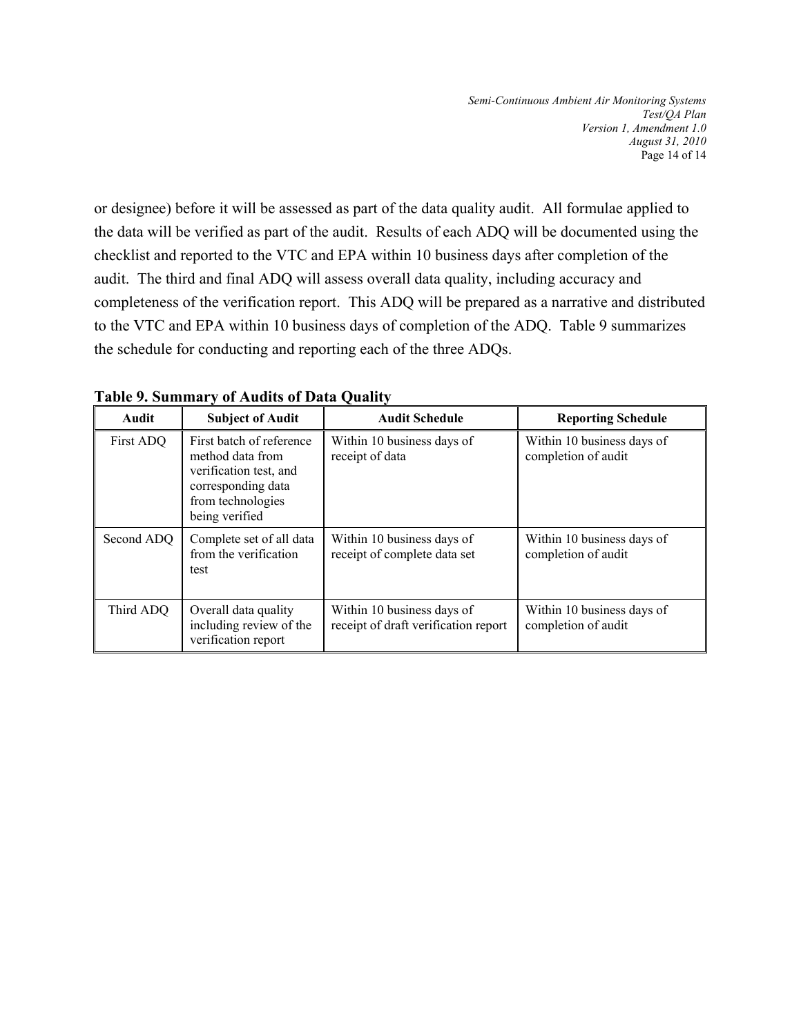or designee) before it will be assessed as part of the data quality audit. All formulae applied to the data will be verified as part of the audit. Results of each ADQ will be documented using the checklist and reported to the VTC and EPA within 10 business days after completion of the audit. The third and final ADQ will assess overall data quality, including accuracy and completeness of the verification report. This ADQ will be prepared as a narrative and distributed to the VTC and EPA within 10 business days of completion of the ADQ. Table 9 summarizes the schedule for conducting and reporting each of the three ADQs.

**Table 9. Summary of Audits of Data Quality**

| Audit | Subject of Audit | Audit Schedule | Reporting Schedule |
| --- | --- | --- | --- |
| First ADQ | First batch of reference method data from verification test, and corresponding data from technologies being verified | Within 10 business days of receipt of data | Within 10 business days of completion of audit |
| Second ADQ | Complete set of all data from the verification test | Within 10 business days of receipt of complete data set | Within 10 business days of completion of audit |
| Third ADQ | Overall data quality including review of the verification report | Within 10 business days of receipt of draft verification report | Within 10 business days of completion of audit |